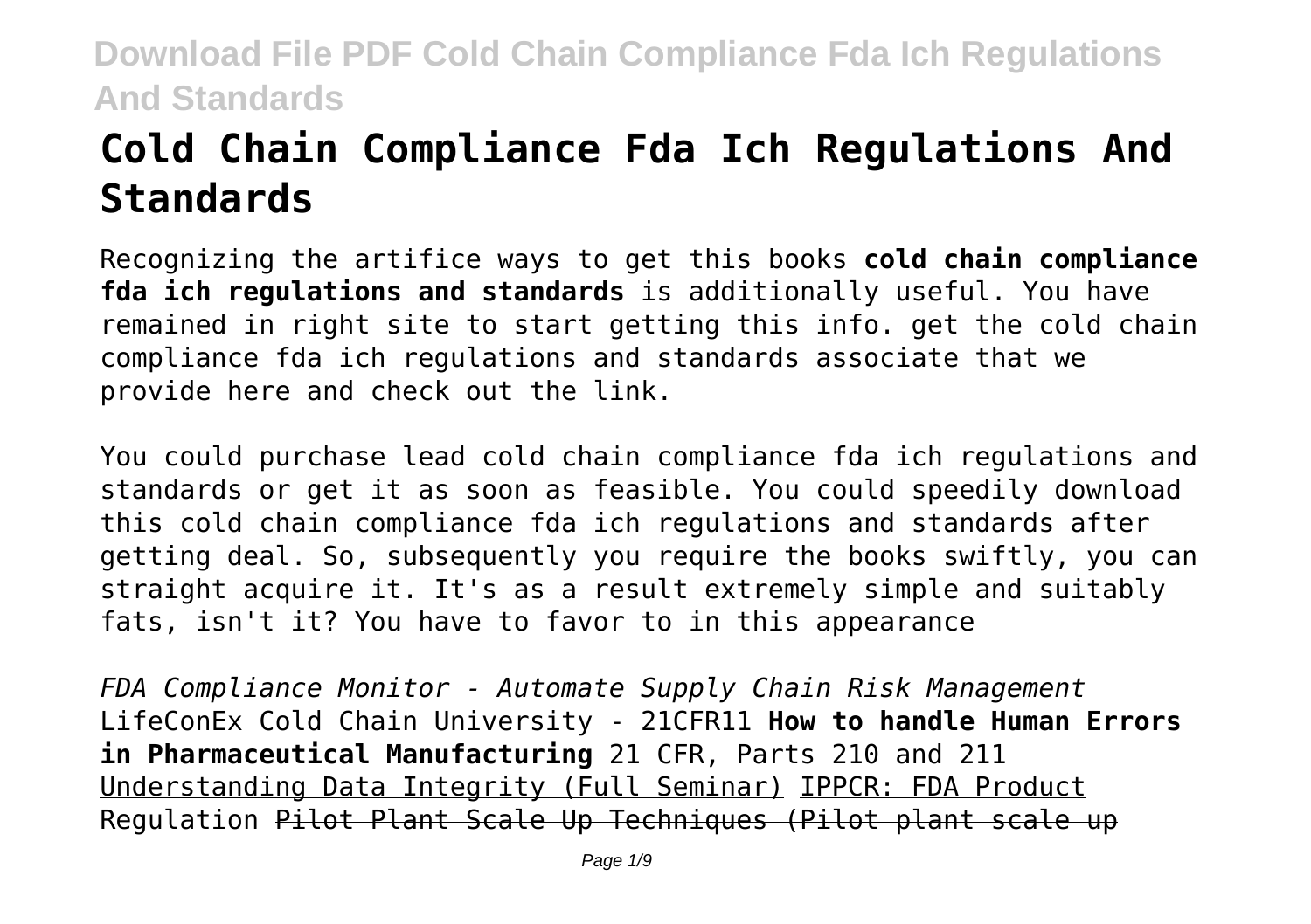# Cold Chain Compliance Fda Ich Regulations And Standards

Recognizing the artifice ways to get this books **cold chain compliance fda ich regulations and standards** is additionally useful. You have remained in right site to start getting this info. get the cold chain compliance fda ich regulations and standards associate that we provide here and check out the link.

You could purchase lead cold chain compliance fda ich regulations and standards or get it as soon as feasible. You could speedily download this cold chain compliance fda ich regulations and standards after getting deal. So, subsequently you require the books swiftly, you can straight acquire it. It's as a result extremely simple and suitably fats, isn't it? You have to favor to in this appearance

*FDA Compliance Monitor - Automate Supply Chain Risk Management* LifeConEx Cold Chain University - 21CFR11 **How to handle Human Errors in Pharmaceutical Manufacturing** 21 CFR, Parts 210 and 211 Understanding Data Integrity (Full Seminar) IPPCR: FDA Product Regulation Pilot Plant Scale Up Techniques (Pilot plant scale up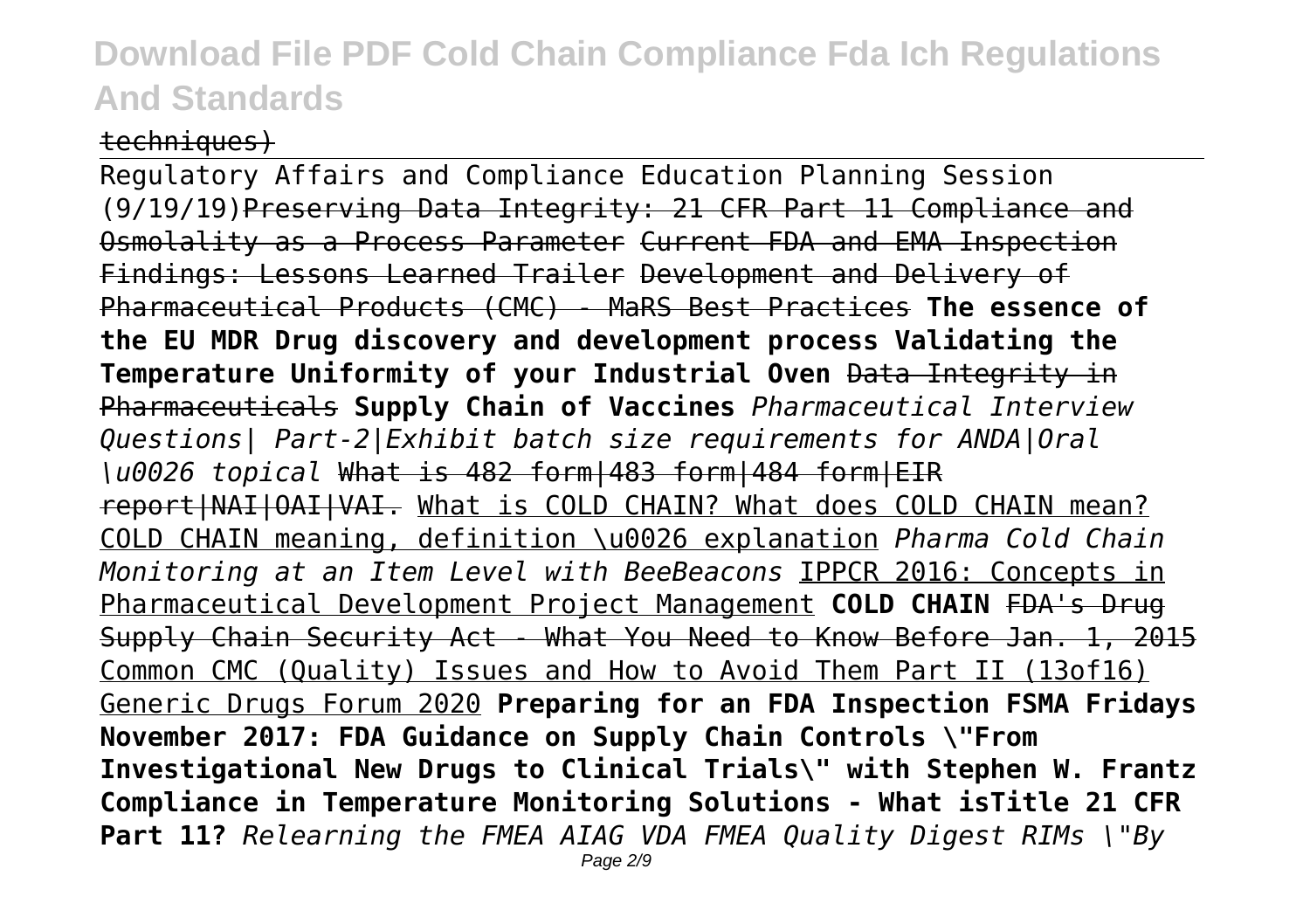techniques)

Regulatory Affairs and Compliance Education Planning Session (9/19/19)Preserving Data Integrity: 21 CFR Part 11 Compliance and Osmolality as a Process Parameter Current FDA and EMA Inspection Findings: Lessons Learned Trailer Development and Delivery of Pharmaceutical Products (CMC) - MaRS Best Practices **The essence of the EU MDR Drug discovery and development process Validating the Temperature Uniformity of your Industrial Oven** Data Integrity in Pharmaceuticals **Supply Chain of Vaccines** *Pharmaceutical Interview Questions| Part-2|Exhibit batch size requirements for ANDA|Oral \u0026 topical* What is 482 form|483 form|484 form|EIR report|NAI|OAI|VAI. What is COLD CHAIN? What does COLD CHAIN mean? COLD CHAIN meaning, definition \u0026 explanation *Pharma Cold Chain Monitoring at an Item Level with BeeBeacons* IPPCR 2016: Concepts in Pharmaceutical Development Project Management **COLD CHAIN** FDA's Drug Supply Chain Security Act - What You Need to Know Before Jan. 1, 2015 Common CMC (Quality) Issues and How to Avoid Them Part II (13of16) Generic Drugs Forum 2020 **Preparing for an FDA Inspection FSMA Fridays November 2017: FDA Guidance on Supply Chain Controls \"From Investigational New Drugs to Clinical Trials\" with Stephen W. Frantz Compliance in Temperature Monitoring Solutions - What isTitle 21 CFR Part 11?** *Relearning the FMEA AIAG VDA FMEA Quality Digest RIMs \"By*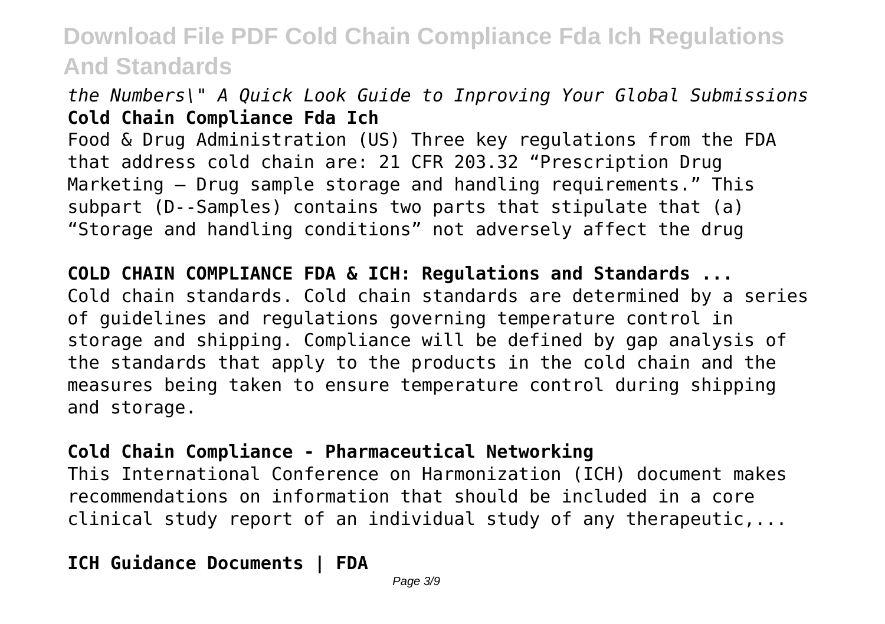*the Numbers\" A Quick Look Guide to Inproving Your Global Submissions*

**Cold Chain Compliance Fda Ich**

Food & Drug Administration (US) Three key regulations from the FDA that address cold chain are: 21 CFR 203.32 "Prescription Drug Marketing – Drug sample storage and handling requirements." This subpart (D--Samples) contains two parts that stipulate that (a) "Storage and handling conditions" not adversely affect the drug

**COLD CHAIN COMPLIANCE FDA & ICH: Regulations and Standards ...**

Cold chain standards. Cold chain standards are determined by a series of guidelines and regulations governing temperature control in storage and shipping. Compliance will be defined by gap analysis of the standards that apply to the products in the cold chain and the measures being taken to ensure temperature control during shipping and storage.

**Cold Chain Compliance - Pharmaceutical Networking**

This International Conference on Harmonization (ICH) document makes recommendations on information that should be included in a core clinical study report of an individual study of any therapeutic,...

**ICH Guidance Documents | FDA**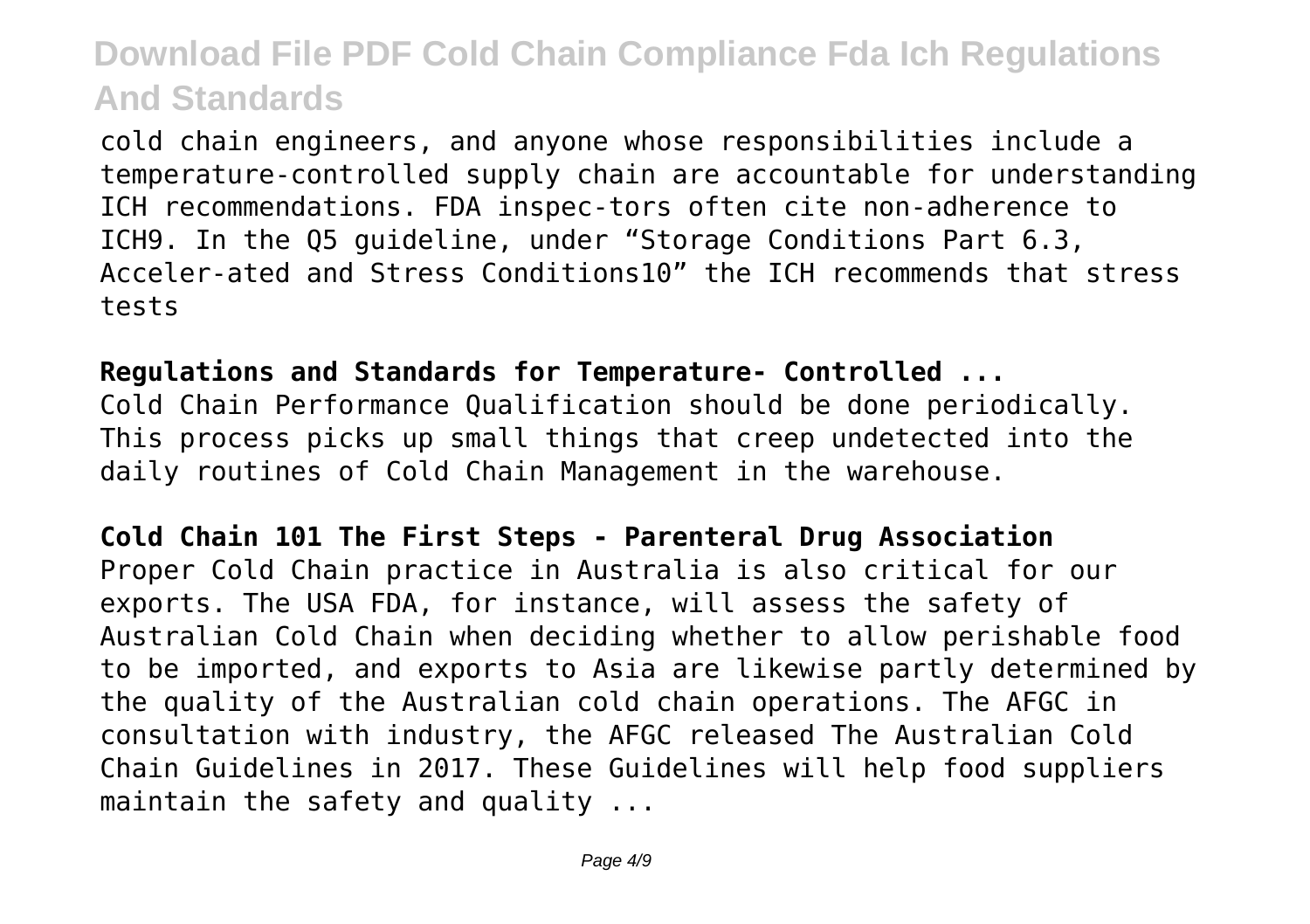cold chain engineers, and anyone whose responsibilities include a temperature-controlled supply chain are accountable for understanding ICH recommendations. FDA inspec-tors often cite non-adherence to ICH9. In the Q5 guideline, under "Storage Conditions Part 6.3, Acceler-ated and Stress Conditions10" the ICH recommends that stress tests

**Regulations and Standards for Temperature- Controlled ...**

Cold Chain Performance Qualification should be done periodically. This process picks up small things that creep undetected into the daily routines of Cold Chain Management in the warehouse.

**Cold Chain 101 The First Steps - Parenteral Drug Association**

Proper Cold Chain practice in Australia is also critical for our exports. The USA FDA, for instance, will assess the safety of Australian Cold Chain when deciding whether to allow perishable food to be imported, and exports to Asia are likewise partly determined by the quality of the Australian cold chain operations. The AFGC in consultation with industry, the AFGC released The Australian Cold Chain Guidelines in 2017. These Guidelines will help food suppliers maintain the safety and quality ...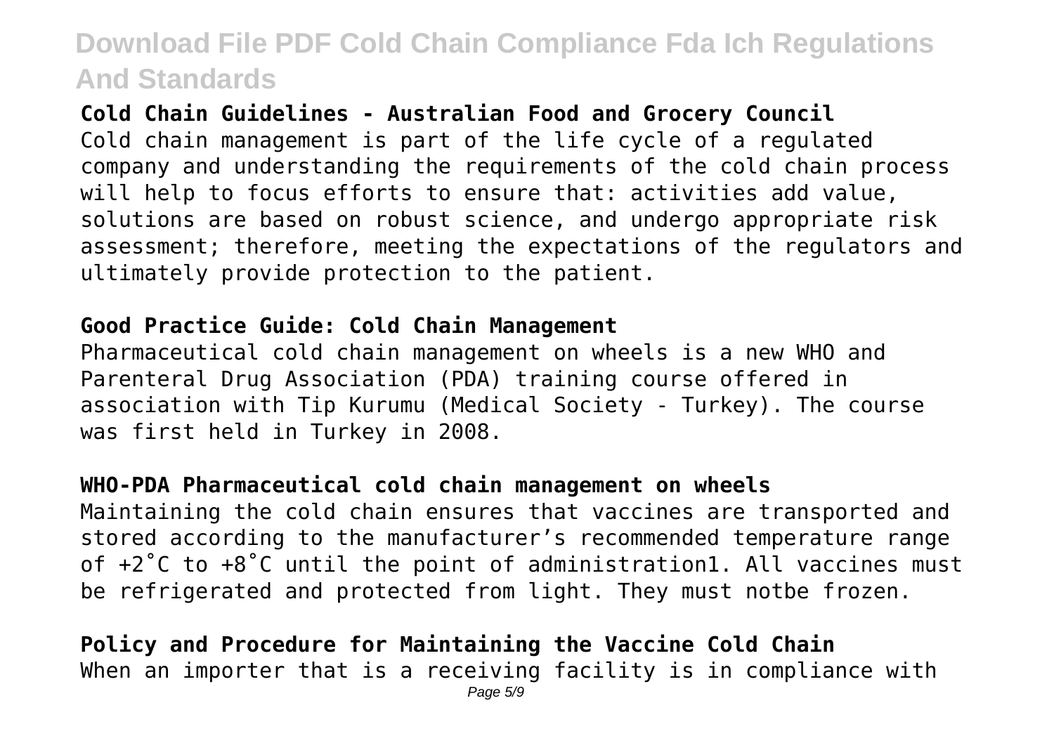**Cold Chain Guidelines - Australian Food and Grocery Council**

Cold chain management is part of the life cycle of a regulated company and understanding the requirements of the cold chain process will help to focus efforts to ensure that: activities add value, solutions are based on robust science, and undergo appropriate risk assessment; therefore, meeting the expectations of the regulators and ultimately provide protection to the patient.

**Good Practice Guide: Cold Chain Management**

Pharmaceutical cold chain management on wheels is a new WHO and Parenteral Drug Association (PDA) training course offered in association with Tip Kurumu (Medical Society - Turkey). The course was first held in Turkey in 2008.

**WHO-PDA Pharmaceutical cold chain management on wheels**

Maintaining the cold chain ensures that vaccines are transported and stored according to the manufacturer's recommended temperature range of +2˚C to +8˚C until the point of administration1. All vaccines must be refrigerated and protected from light. They must notbe frozen.

**Policy and Procedure for Maintaining the Vaccine Cold Chain**

When an importer that is a receiving facility is in compliance with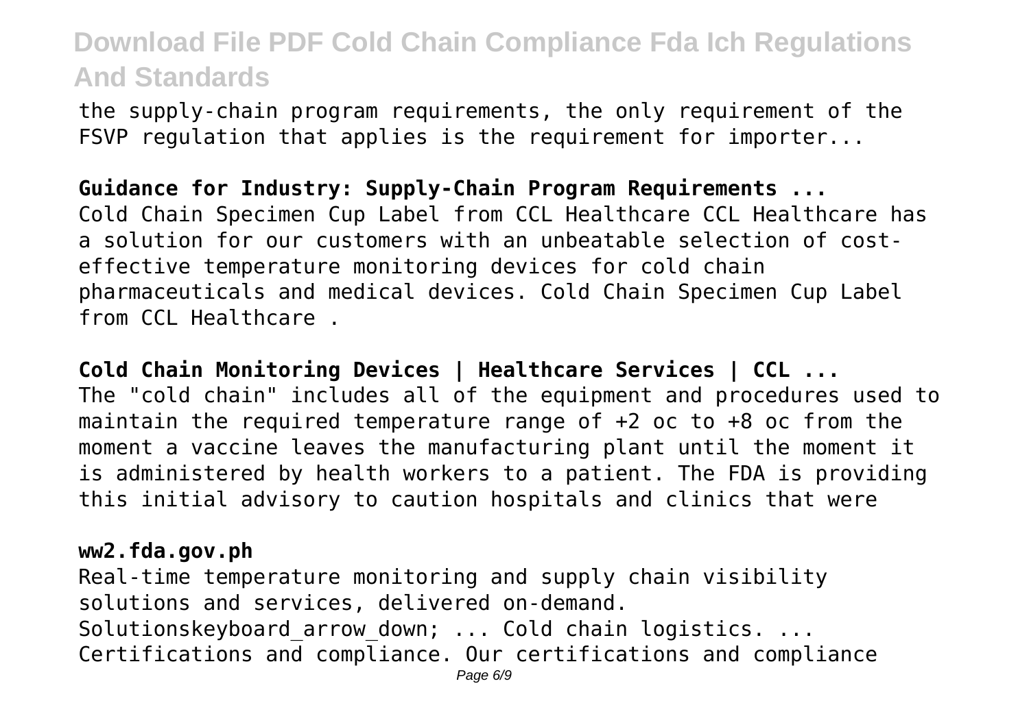the supply-chain program requirements, the only requirement of the FSVP regulation that applies is the requirement for importer...

**Guidance for Industry: Supply-Chain Program Requirements ...**
Cold Chain Specimen Cup Label from CCL Healthcare CCL Healthcare has a solution for our customers with an unbeatable selection of cost-effective temperature monitoring devices for cold chain pharmaceuticals and medical devices. Cold Chain Specimen Cup Label from CCL Healthcare .

**Cold Chain Monitoring Devices | Healthcare Services | CCL ...**
The "cold chain" includes all of the equipment and procedures used to maintain the required temperature range of +2 oc to +8 oc from the moment a vaccine leaves the manufacturing plant until the moment it is administered by health workers to a patient. The FDA is providing this initial advisory to caution hospitals and clinics that were

**ww2.fda.gov.ph**
Real-time temperature monitoring and supply chain visibility solutions and services, delivered on-demand. Solutionskeyboard_arrow_down; ... Cold chain logistics. ... Certifications and compliance. Our certifications and compliance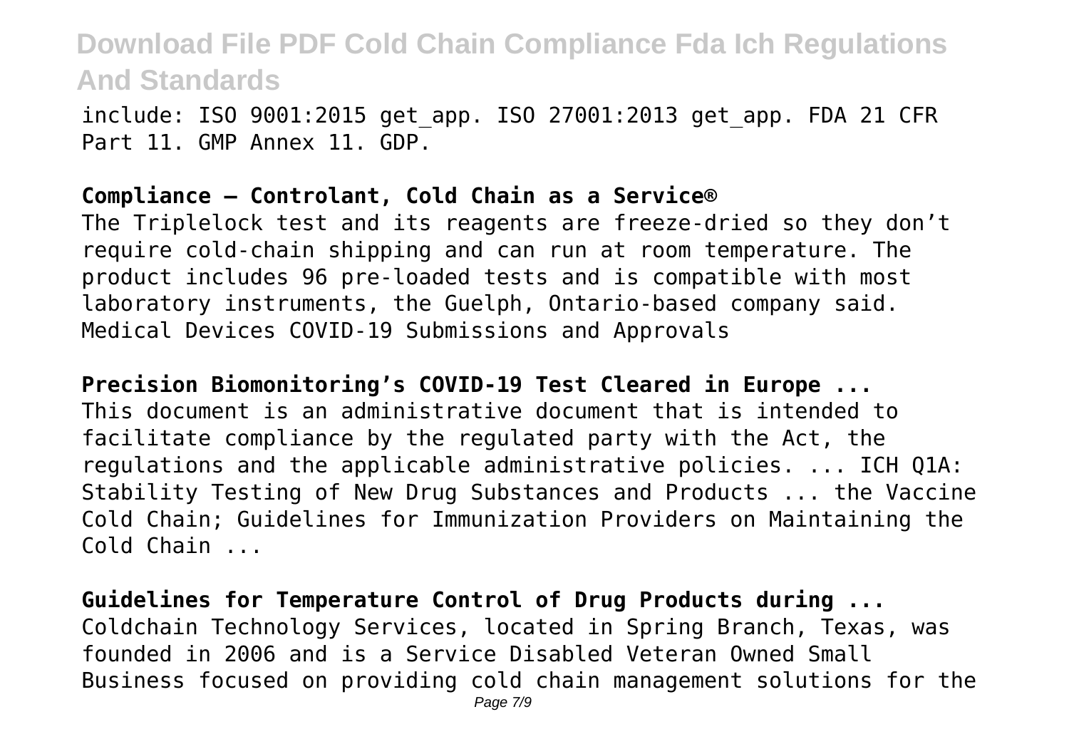include: ISO 9001:2015 get_app. ISO 27001:2013 get_app. FDA 21 CFR Part 11. GMP Annex 11. GDP.

**Compliance – Controlant, Cold Chain as a Service®**

The Triplelock test and its reagents are freeze-dried so they don't require cold-chain shipping and can run at room temperature. The product includes 96 pre-loaded tests and is compatible with most laboratory instruments, the Guelph, Ontario-based company said. Medical Devices COVID-19 Submissions and Approvals

**Precision Biomonitoring's COVID-19 Test Cleared in Europe ...**

This document is an administrative document that is intended to facilitate compliance by the regulated party with the Act, the regulations and the applicable administrative policies. ... ICH Q1A: Stability Testing of New Drug Substances and Products ... the Vaccine Cold Chain; Guidelines for Immunization Providers on Maintaining the Cold Chain ...

**Guidelines for Temperature Control of Drug Products during ...**

Coldchain Technology Services, located in Spring Branch, Texas, was founded in 2006 and is a Service Disabled Veteran Owned Small Business focused on providing cold chain management solutions for the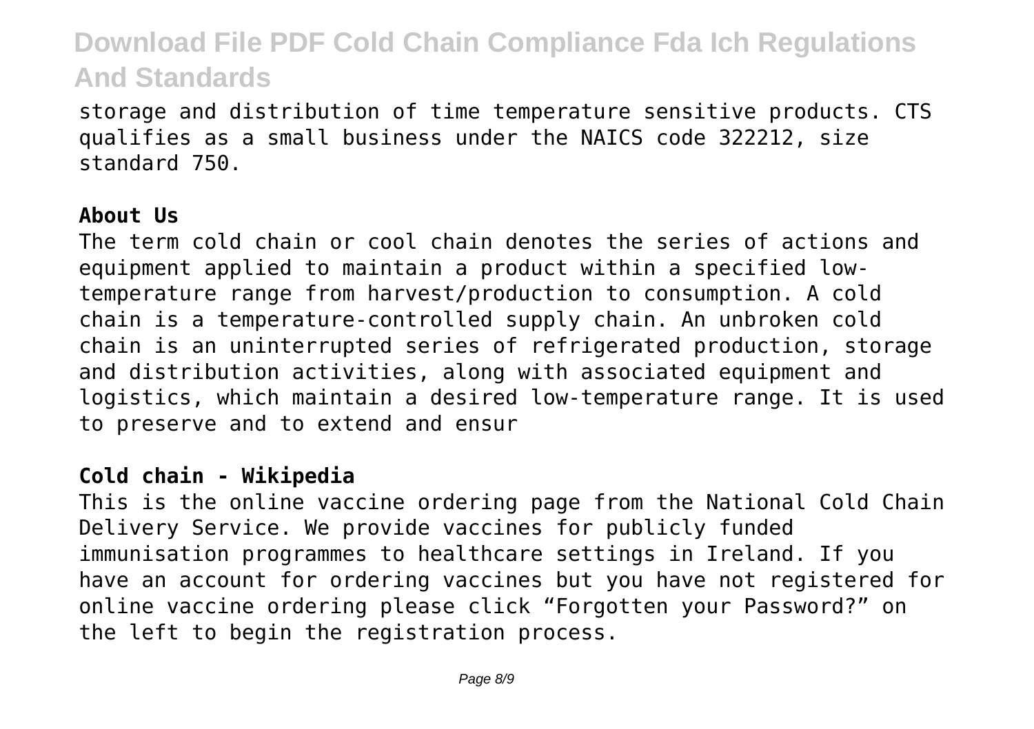storage and distribution of time temperature sensitive products. CTS qualifies as a small business under the NAICS code 322212, size standard 750.

**About Us**

The term cold chain or cool chain denotes the series of actions and equipment applied to maintain a product within a specified low-temperature range from harvest/production to consumption. A cold chain is a temperature-controlled supply chain. An unbroken cold chain is an uninterrupted series of refrigerated production, storage and distribution activities, along with associated equipment and logistics, which maintain a desired low-temperature range. It is used to preserve and to extend and ensur

**Cold chain - Wikipedia**

This is the online vaccine ordering page from the National Cold Chain Delivery Service. We provide vaccines for publicly funded immunisation programmes to healthcare settings in Ireland. If you have an account for ordering vaccines but you have not registered for online vaccine ordering please click "Forgotten your Password?" on the left to begin the registration process.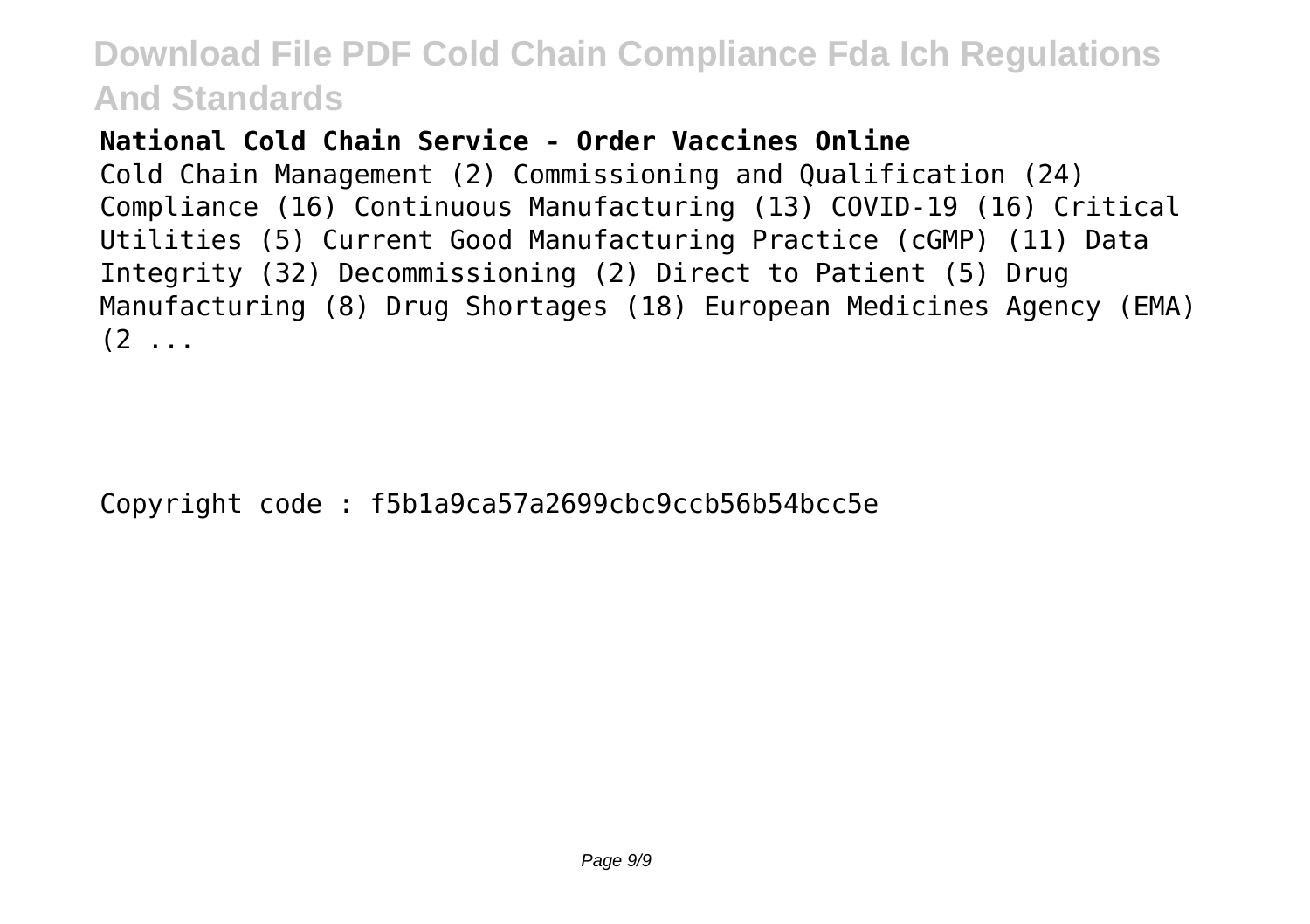**National Cold Chain Service - Order Vaccines Online**

Cold Chain Management (2) Commissioning and Qualification (24) Compliance (16) Continuous Manufacturing (13) COVID-19 (16) Critical Utilities (5) Current Good Manufacturing Practice (cGMP) (11) Data Integrity (32) Decommissioning (2) Direct to Patient (5) Drug Manufacturing (8) Drug Shortages (18) European Medicines Agency (EMA) (2 ...

Copyright code : f5b1a9ca57a2699cbc9ccb56b54bcc5e